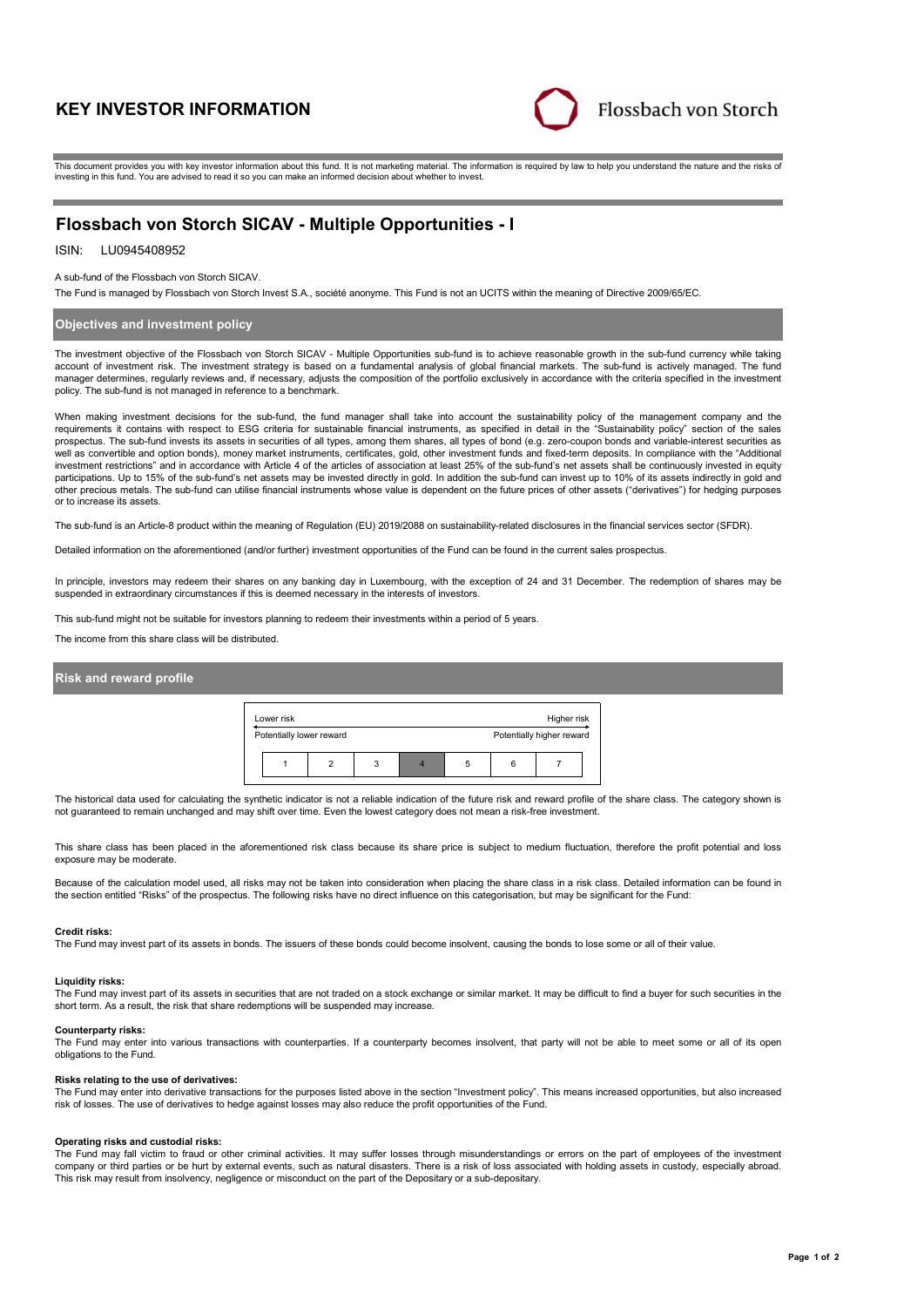# KEY INVESTOR INFORMATION

Flossbach von Storch

This document provides you with key investor information about this fund. It is not marketing material. The information is required by law to help you understand the nature and the risks of investing in this fund. You are advised to read it so you can make an informed decision about whether to invest.

## Flossbach von Storch SICAV - Multiple Opportunities - I

ISIN: LU0945408952

A sub-fund of the Flossbach von Storch SICAV.

The Fund is managed by Flossbach von Storch Invest S.A., société anonyme. This Fund is not an UCITS within the meaning of Directive 2009/65/EC.

### Objectives and investment policy

The investment objective of the Flossbach von Storch SICAV - Multiple Opportunities sub-fund is to achieve reasonable growth in the sub-fund currency while taking account of investment risk. The investment strategy is based on a fundamental analysis of global financial markets. The sub-fund is actively managed. The fund manager determines, regularly reviews and, if necessary, adjusts the composition of the portfolio exclusively in accordance with the criteria specified in the investment policy. The sub-fund is not managed in reference to a benchmark.

When making investment decisions for the sub-fund, the fund manager shall take into account the sustainability policy of the management company and the requirements it contains with respect to ESG criteria for sustainable financial instruments, as specified in detail in the "Sustainability policy" section of the sales prospectus. The sub-fund invests its assets in securities of all types, among them shares, all types of bond (e.g. zero-coupon bonds and variable-interest securities as well as convertible and option bonds), money market instruments, certificates, gold, other investment funds and fixed-term deposits. In compliance with the "Additional investment restrictions" and in accordance with Article 4 of the articles of association at least 25% of the sub-fund's net assets shall be continuously invested in equity participations. Up to 15% of the sub-fund's net assets may be invested directly in gold. In addition the sub-fund can invest up to 10% of its assets indirectly in gold and other precious metals. The sub-fund can utilise financial instruments whose value is dependent on the future prices of other assets ("derivatives") for hedging purposes or to increase its assets.

The sub-fund is an Article-8 product within the meaning of Regulation (EU) 2019/2088 on sustainability-related disclosures in the financial services sector (SFDR).

Detailed information on the aforementioned (and/or further) investment opportunities of the Fund can be found in the current sales prospectus.

In principle, investors may redeem their shares on any banking day in Luxembourg, with the exception of 24 and 31 December. The redemption of shares may be suspended in extraordinary circumstances if this is deemed necessary in the interests of investors.

This sub-fund might not be suitable for investors planning to redeem their investments within a period of 5 years.

The income from this share class will be distributed.

### Risk and reward profile

| Lower risk | | | | | | Higher risk |
|---|---|---|---|---|---|---|
| Potentially lower reward | | | | | | Potentially higher reward |
| 1 | 2 | 3 | **4** | 5 | 6 | 7 |

The historical data used for calculating the synthetic indicator is not a reliable indication of the future risk and reward profile of the share class. The category shown is not guaranteed to remain unchanged and may shift over time. Even the lowest category does not mean a risk-free investment.

This share class has been placed in the aforementioned risk class because its share price is subject to medium fluctuation, therefore the profit potential and loss exposure may be moderate.

Because of the calculation model used, all risks may not be taken into consideration when placing the share class in a risk class. Detailed information can be found in the section entitled "Risks" of the prospectus. The following risks have no direct influence on this categorisation, but may be significant for the Fund:

**Credit risks:**
The Fund may invest part of its assets in bonds. The issuers of these bonds could become insolvent, causing the bonds to lose some or all of their value.

**Liquidity risks:**
The Fund may invest part of its assets in securities that are not traded on a stock exchange or similar market. It may be difficult to find a buyer for such securities in the short term. As a result, the risk that share redemptions will be suspended may increase.

**Counterparty risks:**
The Fund may enter into various transactions with counterparties. If a counterparty becomes insolvent, that party will not be able to meet some or all of its open obligations to the Fund.

**Risks relating to the use of derivatives:**
The Fund may enter into derivative transactions for the purposes listed above in the section "Investment policy". This means increased opportunities, but also increased risk of losses. The use of derivatives to hedge against losses may also reduce the profit opportunities of the Fund.

**Operating risks and custodial risks:**
The Fund may fall victim to fraud or other criminal activities. It may suffer losses through misunderstandings or errors on the part of employees of the investment company or third parties or be hurt by external events, such as natural disasters. There is a risk of loss associated with holding assets in custody, especially abroad. This risk may result from insolvency, negligence or misconduct on the part of the Depositary or a sub-depositary.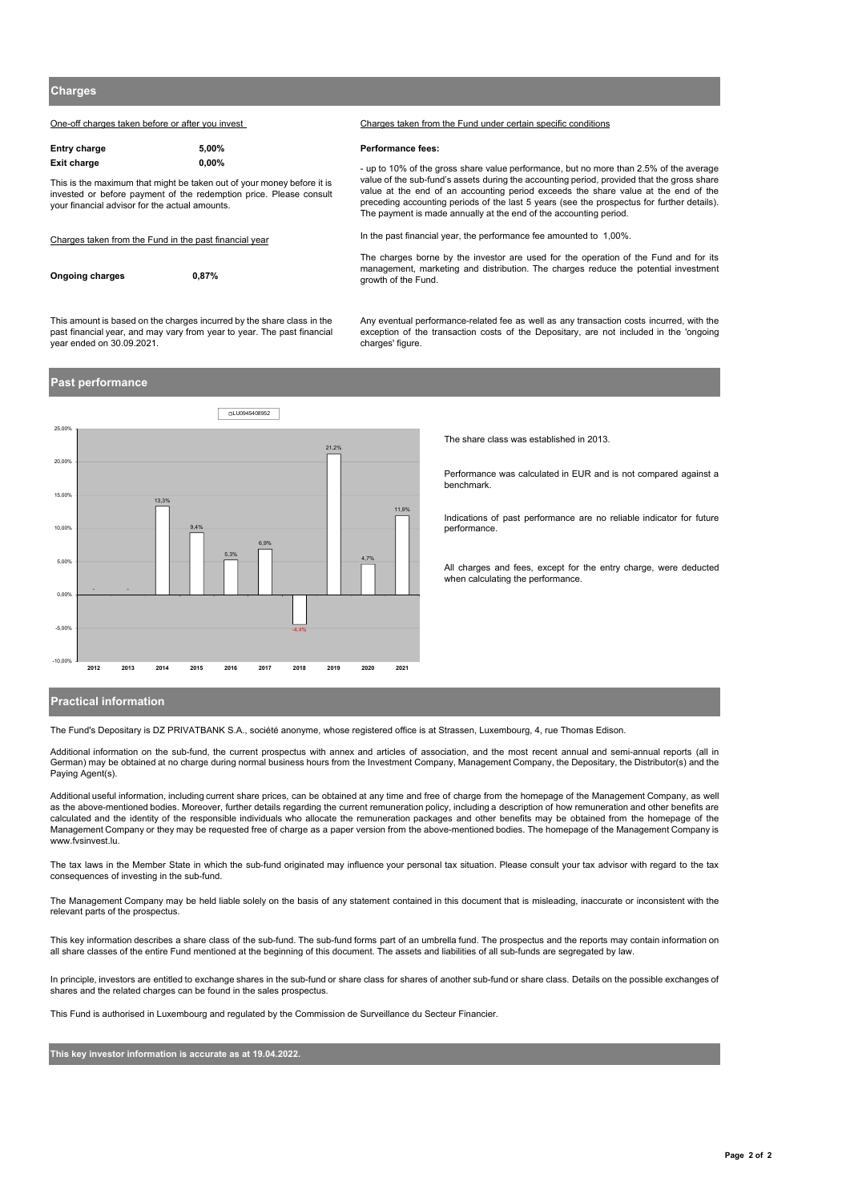## Charges

One-off charges taken before or after you invest

| | |
|---|---|
| **Entry charge** | **5,00%** |
| **Exit charge** | **0,00%** |

This is the maximum that might be taken out of your money before it is invested or before payment of the redemption price. Please consult your financial advisor for the actual amounts.

Charges taken from the Fund in the past financial year

| | |
|---|---|
| **Ongoing charges** | **0,87%** |

This amount is based on the charges incurred by the share class in the past financial year, and may vary from year to year. The past financial year ended on 30.09.2021.

Charges taken from the Fund under certain specific conditions

**Performance fees:**

- up to 10% of the gross share value performance, but no more than 2.5% of the average value of the sub-fund's assets during the accounting period, provided that the gross share value at the end of an accounting period exceeds the share value at the end of the preceding accounting periods of the last 5 years (see the prospectus for further details). The payment is made annually at the end of the accounting period.

In the past financial year, the performance fee amounted to 1,00%.

The charges borne by the investor are used for the operation of the Fund and for its management, marketing and distribution. The charges reduce the potential investment growth of the Fund.

Any eventual performance-related fee as well as any transaction costs incurred, with the exception of the transaction costs of the Depositary, are not included in the 'ongoing charges' figure.

## Past performance

LU0945408952

25,00%
20,00%
15,00%
10,00%
5,00%
0,00%
-5,00%
-10,00%

2012: -
2013: -
2014: 13,3%
2015: 9,4%
2016: 5,3%
2017: 6,9%
2018: -4,4%
2019: 21,2%
2020: 4,7%
2021: 11,9%

The share class was established in 2013.

Performance was calculated in EUR and is not compared against a benchmark.

Indications of past performance are no reliable indicator for future performance.

All charges and fees, except for the entry charge, were deducted when calculating the performance.

## Practical information

The Fund's Depositary is DZ PRIVATBANK S.A., société anonyme, whose registered office is at Strassen, Luxembourg, 4, rue Thomas Edison.

Additional information on the sub-fund, the current prospectus with annex and articles of association, and the most recent annual and semi-annual reports (all in German) may be obtained at no charge during normal business hours from the Investment Company, Management Company, the Depositary, the Distributor(s) and the Paying Agent(s).

Additional useful information, including current share prices, can be obtained at any time and free of charge from the homepage of the Management Company, as well as the above-mentioned bodies. Moreover, further details regarding the current remuneration policy, including a description of how remuneration and other benefits are calculated and the identity of the responsible individuals who allocate the remuneration packages and other benefits may be obtained from the homepage of the Management Company or they may be requested free of charge as a paper version from the above-mentioned bodies. The homepage of the Management Company is www.fvsinvest.lu.

The tax laws in the Member State in which the sub-fund originated may influence your personal tax situation. Please consult your tax advisor with regard to the tax consequences of investing in the sub-fund.

The Management Company may be held liable solely on the basis of any statement contained in this document that is misleading, inaccurate or inconsistent with the relevant parts of the prospectus.

This key information describes a share class of the sub-fund. The sub-fund forms part of an umbrella fund. The prospectus and the reports may contain information on all share classes of the entire Fund mentioned at the beginning of this document. The assets and liabilities of all sub-funds are segregated by law.

In principle, investors are entitled to exchange shares in the sub-fund or share class for shares of another sub-fund or share class. Details on the possible exchanges of shares and the related charges can be found in the sales prospectus.

This Fund is authorised in Luxembourg and regulated by the Commission de Surveillance du Secteur Financier.

**This key investor information is accurate as at 19.04.2022.**